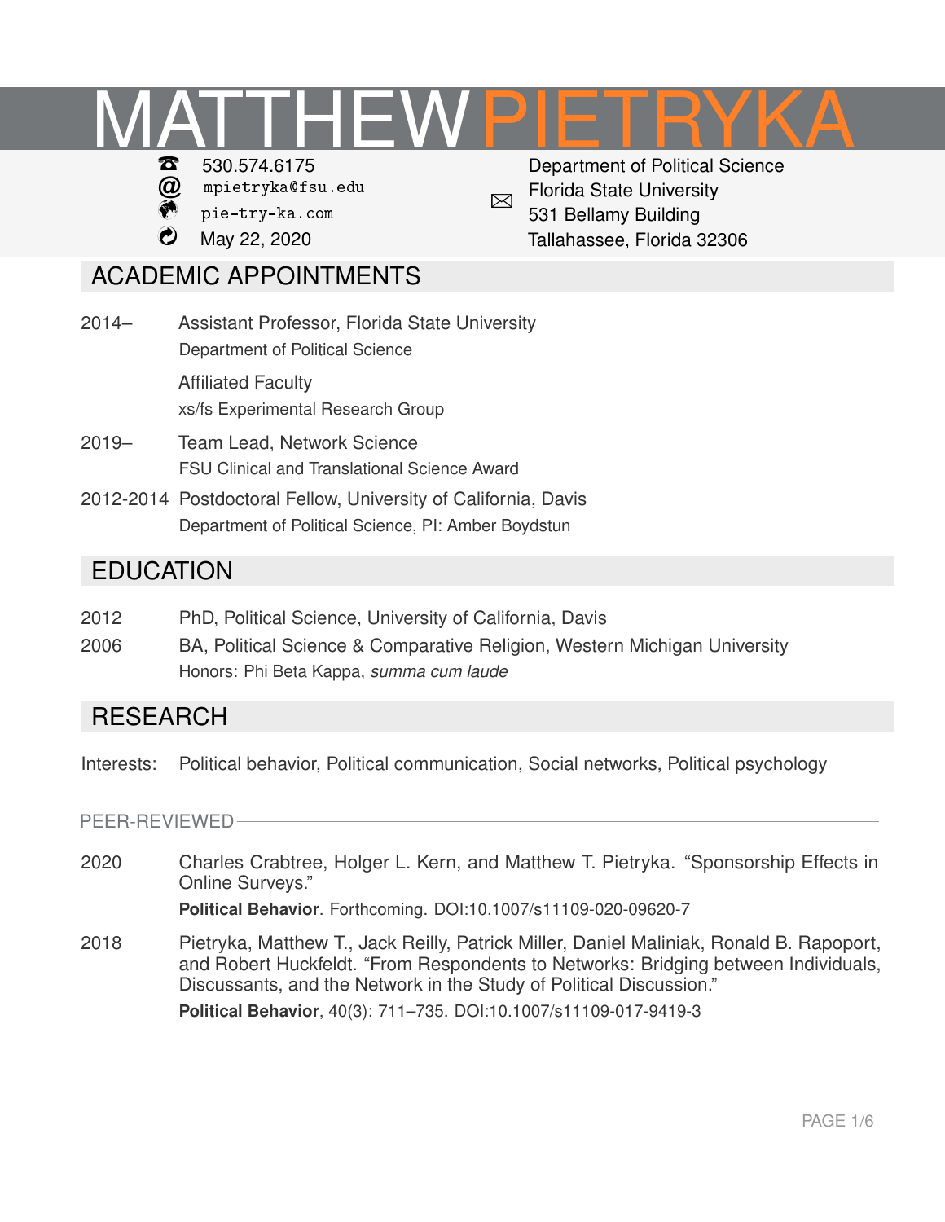# MATTHEW PIETRYKA

530.574.6175
mpietryka@fsu.edu
pie-try-ka.com
May 22, 2020

Department of Political Science
Florida State University
531 Bellamy Building
Tallahassee, Florida 32306

## ACADEMIC APPOINTMENTS

2014– Assistant Professor, Florida State University
Department of Political Science

Affiliated Faculty
xs/fs Experimental Research Group

2019– Team Lead, Network Science
FSU Clinical and Translational Science Award

2012-2014 Postdoctoral Fellow, University of California, Davis
Department of Political Science, PI: Amber Boydstun

## EDUCATION

2012 PhD, Political Science, University of California, Davis

2006 BA, Political Science & Comparative Religion, Western Michigan University
Honors: Phi Beta Kappa, *summa cum laude*

## RESEARCH

Interests: Political behavior, Political communication, Social networks, Political psychology

### PEER-REVIEWED

2020 Charles Crabtree, Holger L. Kern, and Matthew T. Pietryka. “Sponsorship Effects in Online Surveys.”
**Political Behavior**. Forthcoming. DOI:10.1007/s11109-020-09620-7

2018 Pietryka, Matthew T., Jack Reilly, Patrick Miller, Daniel Maliniak, Ronald B. Rapoport, and Robert Huckfeldt. “From Respondents to Networks: Bridging between Individuals, Discussants, and the Network in the Study of Political Discussion.”
**Political Behavior**, 40(3): 711–735. DOI:10.1007/s11109-017-9419-3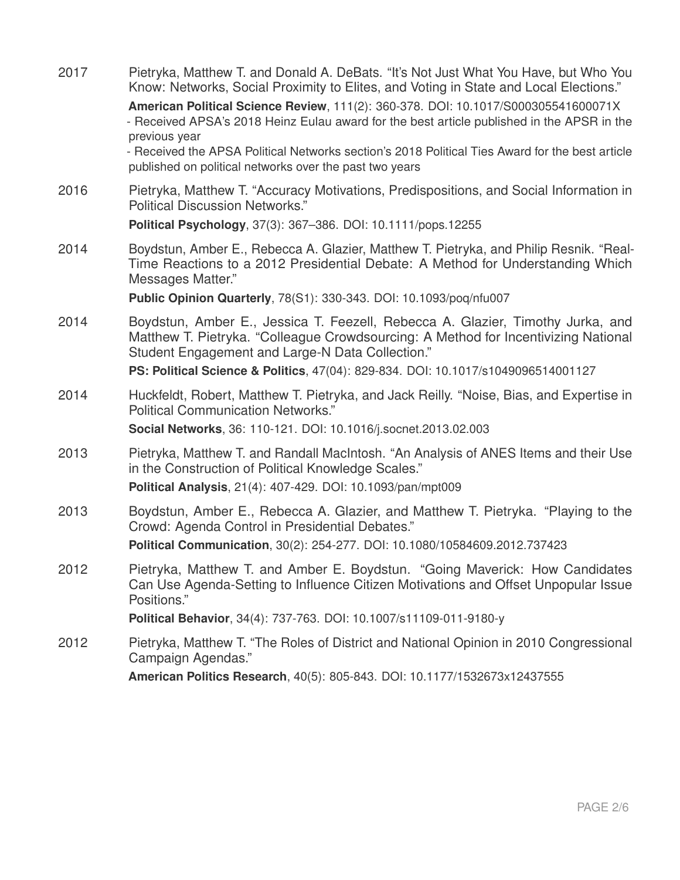2017 Pietryka, Matthew T. and Donald A. DeBats. "It's Not Just What You Have, but Who You Know: Networks, Social Proximity to Elites, and Voting in State and Local Elections."
**American Political Science Review**, 111(2): 360-378. DOI: 10.1017/S000305541600071X
- Received APSA's 2018 Heinz Eulau award for the best article published in the APSR in the previous year
- Received the APSA Political Networks section's 2018 Political Ties Award for the best article published on political networks over the past two years

2016 Pietryka, Matthew T. "Accuracy Motivations, Predispositions, and Social Information in Political Discussion Networks."
**Political Psychology**, 37(3): 367–386. DOI: 10.1111/pops.12255

2014 Boydstun, Amber E., Rebecca A. Glazier, Matthew T. Pietryka, and Philip Resnik. "Real-Time Reactions to a 2012 Presidential Debate: A Method for Understanding Which Messages Matter."
**Public Opinion Quarterly**, 78(S1): 330-343. DOI: 10.1093/poq/nfu007

2014 Boydstun, Amber E., Jessica T. Feezell, Rebecca A. Glazier, Timothy Jurka, and Matthew T. Pietryka. "Colleague Crowdsourcing: A Method for Incentivizing National Student Engagement and Large-N Data Collection."
**PS: Political Science & Politics**, 47(04): 829-834. DOI: 10.1017/s1049096514001127

2014 Huckfeldt, Robert, Matthew T. Pietryka, and Jack Reilly. "Noise, Bias, and Expertise in Political Communication Networks."
**Social Networks**, 36: 110-121. DOI: 10.1016/j.socnet.2013.02.003

2013 Pietryka, Matthew T. and Randall MacIntosh. "An Analysis of ANES Items and their Use in the Construction of Political Knowledge Scales."
**Political Analysis**, 21(4): 407-429. DOI: 10.1093/pan/mpt009

2013 Boydstun, Amber E., Rebecca A. Glazier, and Matthew T. Pietryka. "Playing to the Crowd: Agenda Control in Presidential Debates."
**Political Communication**, 30(2): 254-277. DOI: 10.1080/10584609.2012.737423

2012 Pietryka, Matthew T. and Amber E. Boydstun. "Going Maverick: How Candidates Can Use Agenda-Setting to Influence Citizen Motivations and Offset Unpopular Issue Positions."
**Political Behavior**, 34(4): 737-763. DOI: 10.1007/s11109-011-9180-y

2012 Pietryka, Matthew T. "The Roles of District and National Opinion in 2010 Congressional Campaign Agendas."
**American Politics Research**, 40(5): 805-843. DOI: 10.1177/1532673x12437555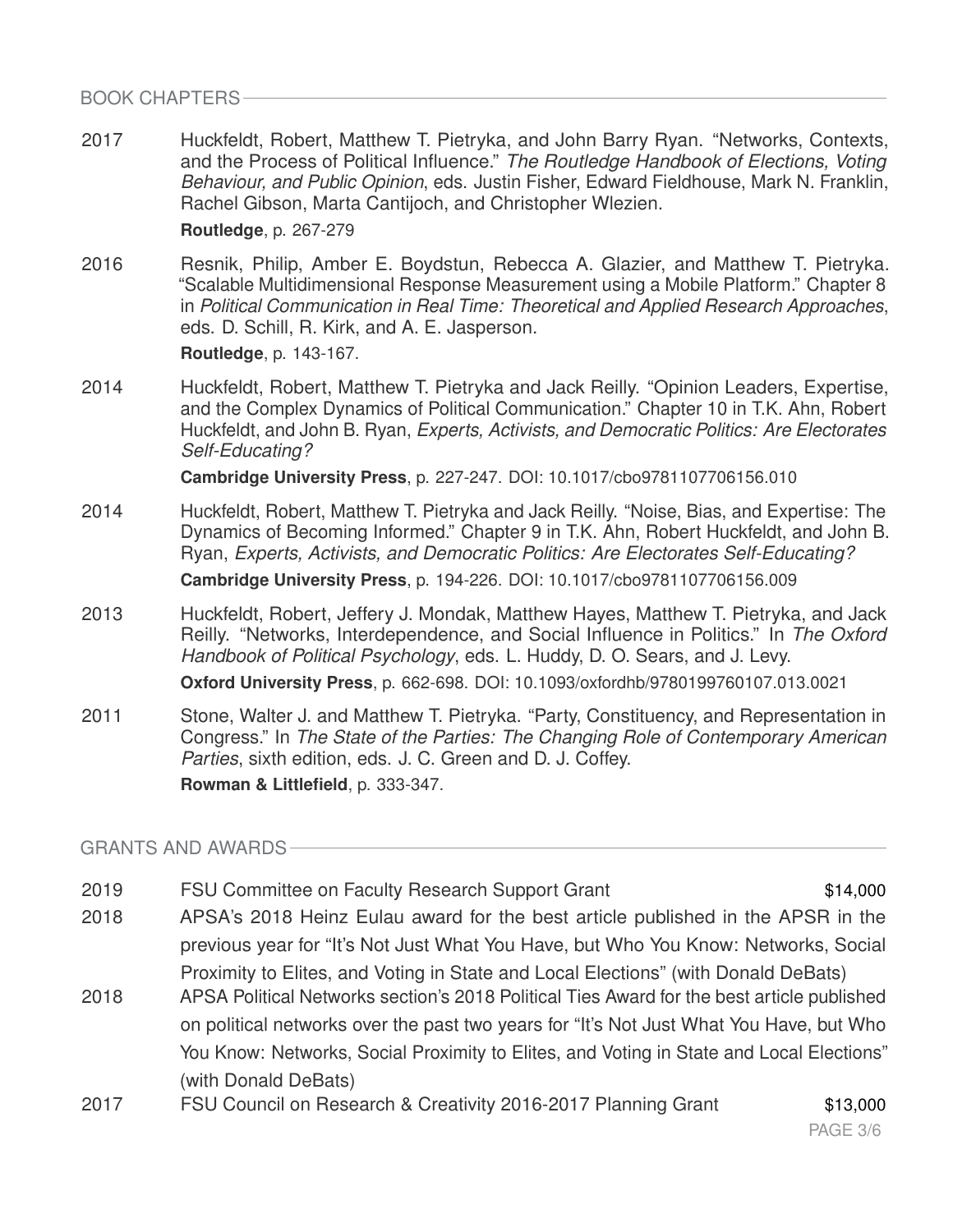## BOOK CHAPTERS

2017 Huckfeldt, Robert, Matthew T. Pietryka, and John Barry Ryan. "Networks, Contexts, and the Process of Political Influence." *The Routledge Handbook of Elections, Voting Behaviour, and Public Opinion*, eds. Justin Fisher, Edward Fieldhouse, Mark N. Franklin, Rachel Gibson, Marta Cantijoch, and Christopher Wlezien.
**Routledge**, p. 267-279

2016 Resnik, Philip, Amber E. Boydstun, Rebecca A. Glazier, and Matthew T. Pietryka. "Scalable Multidimensional Response Measurement using a Mobile Platform." Chapter 8 in *Political Communication in Real Time: Theoretical and Applied Research Approaches*, eds. D. Schill, R. Kirk, and A. E. Jasperson.
**Routledge**, p. 143-167.

2014 Huckfeldt, Robert, Matthew T. Pietryka and Jack Reilly. "Opinion Leaders, Expertise, and the Complex Dynamics of Political Communication." Chapter 10 in T.K. Ahn, Robert Huckfeldt, and John B. Ryan, *Experts, Activists, and Democratic Politics: Are Electorates Self-Educating?*
**Cambridge University Press**, p. 227-247. DOI: 10.1017/cbo9781107706156.010

2014 Huckfeldt, Robert, Matthew T. Pietryka and Jack Reilly. "Noise, Bias, and Expertise: The Dynamics of Becoming Informed." Chapter 9 in T.K. Ahn, Robert Huckfeldt, and John B. Ryan, *Experts, Activists, and Democratic Politics: Are Electorates Self-Educating?*
**Cambridge University Press**, p. 194-226. DOI: 10.1017/cbo9781107706156.009

2013 Huckfeldt, Robert, Jeffery J. Mondak, Matthew Hayes, Matthew T. Pietryka, and Jack Reilly. "Networks, Interdependence, and Social Influence in Politics." In *The Oxford Handbook of Political Psychology*, eds. L. Huddy, D. O. Sears, and J. Levy.
**Oxford University Press**, p. 662-698. DOI: 10.1093/oxfordhb/9780199760107.013.0021

2011 Stone, Walter J. and Matthew T. Pietryka. "Party, Constituency, and Representation in Congress." In *The State of the Parties: The Changing Role of Contemporary American Parties*, sixth edition, eds. J. C. Green and D. J. Coffey.
**Rowman & Littlefield**, p. 333-347.

## GRANTS AND AWARDS

2019 FSU Committee on Faculty Research Support Grant — $14,000

2018 APSA's 2018 Heinz Eulau award for the best article published in the APSR in the previous year for "It's Not Just What You Have, but Who You Know: Networks, Social Proximity to Elites, and Voting in State and Local Elections" (with Donald DeBats)

2018 APSA Political Networks section's 2018 Political Ties Award for the best article published on political networks over the past two years for "It's Not Just What You Have, but Who You Know: Networks, Social Proximity to Elites, and Voting in State and Local Elections" (with Donald DeBats)

2017 FSU Council on Research & Creativity 2016-2017 Planning Grant — $13,000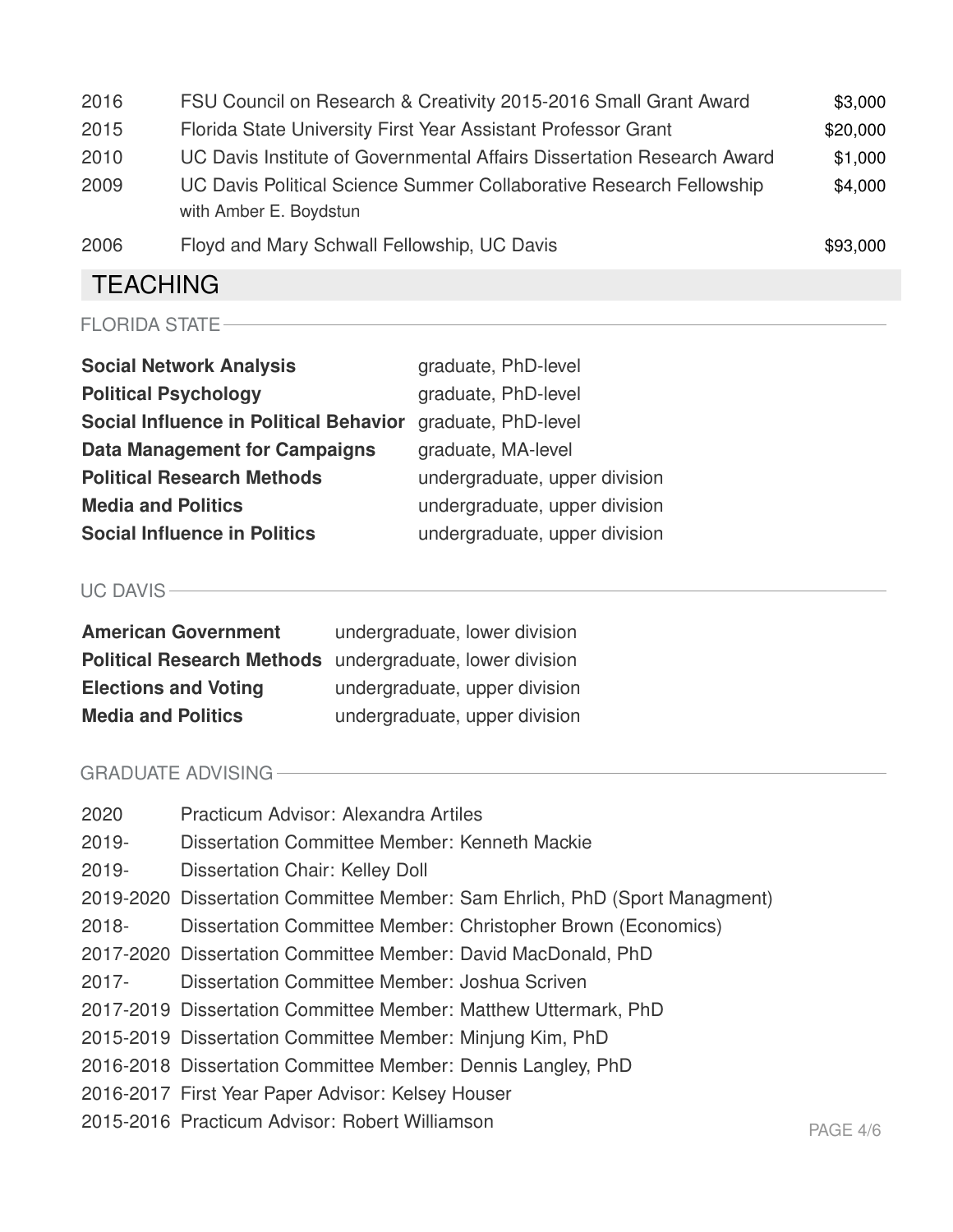| | | |
|---|---|---|
| 2016 | FSU Council on Research & Creativity 2015-2016 Small Grant Award | $3,000 |
| 2015 | Florida State University First Year Assistant Professor Grant | $20,000 |
| 2010 | UC Davis Institute of Governmental Affairs Dissertation Research Award | $1,000 |
| 2009 | UC Davis Political Science Summer Collaborative Research Fellowship with Amber E. Boydstun | $4,000 |
| 2006 | Floyd and Mary Schwall Fellowship, UC Davis | $93,000 |

## TEACHING

### FLORIDA STATE

| | |
|---|---|
| **Social Network Analysis** | graduate, PhD-level |
| **Political Psychology** | graduate, PhD-level |
| **Social Influence in Political Behavior** | graduate, PhD-level |
| **Data Management for Campaigns** | graduate, MA-level |
| **Political Research Methods** | undergraduate, upper division |
| **Media and Politics** | undergraduate, upper division |
| **Social Influence in Politics** | undergraduate, upper division |

### UC DAVIS

| | |
|---|---|
| **American Government** | undergraduate, lower division |
| **Political Research Methods** | undergraduate, lower division |
| **Elections and Voting** | undergraduate, upper division |
| **Media and Politics** | undergraduate, upper division |

### GRADUATE ADVISING

| | |
|---|---|
| 2020 | Practicum Advisor: Alexandra Artiles |
| 2019- | Dissertation Committee Member: Kenneth Mackie |
| 2019- | Dissertation Chair: Kelley Doll |
| 2019-2020 | Dissertation Committee Member: Sam Ehrlich, PhD (Sport Managment) |
| 2018- | Dissertation Committee Member: Christopher Brown (Economics) |
| 2017-2020 | Dissertation Committee Member: David MacDonald, PhD |
| 2017- | Dissertation Committee Member: Joshua Scriven |
| 2017-2019 | Dissertation Committee Member: Matthew Uttermark, PhD |
| 2015-2019 | Dissertation Committee Member: Minjung Kim, PhD |
| 2016-2018 | Dissertation Committee Member: Dennis Langley, PhD |
| 2016-2017 | First Year Paper Advisor: Kelsey Houser |
| 2015-2016 | Practicum Advisor: Robert Williamson |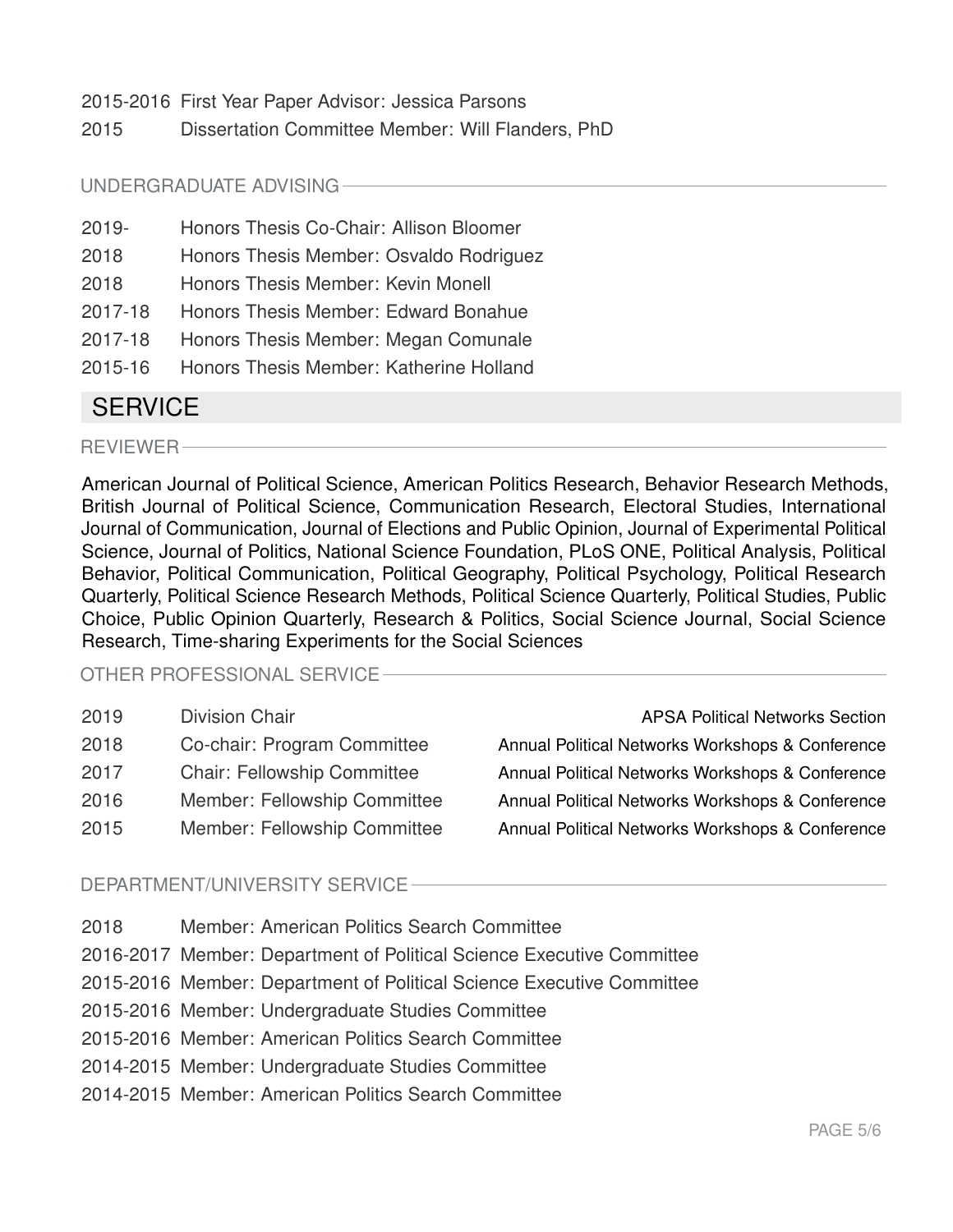2015-2016 First Year Paper Advisor: Jessica Parsons

2015 Dissertation Committee Member: Will Flanders, PhD

### UNDERGRADUATE ADVISING

2019- Honors Thesis Co-Chair: Allison Bloomer

2018 Honors Thesis Member: Osvaldo Rodriguez

2018 Honors Thesis Member: Kevin Monell

2017-18 Honors Thesis Member: Edward Bonahue

2017-18 Honors Thesis Member: Megan Comunale

2015-16 Honors Thesis Member: Katherine Holland

## SERVICE

### REVIEWER

American Journal of Political Science, American Politics Research, Behavior Research Methods, British Journal of Political Science, Communication Research, Electoral Studies, International Journal of Communication, Journal of Elections and Public Opinion, Journal of Experimental Political Science, Journal of Politics, National Science Foundation, PLoS ONE, Political Analysis, Political Behavior, Political Communication, Political Geography, Political Psychology, Political Research Quarterly, Political Science Research Methods, Political Science Quarterly, Political Studies, Public Choice, Public Opinion Quarterly, Research & Politics, Social Science Journal, Social Science Research, Time-sharing Experiments for the Social Sciences

### OTHER PROFESSIONAL SERVICE

| | | |
|---|---|---|
| 2019 | Division Chair | APSA Political Networks Section |
| 2018 | Co-chair: Program Committee | Annual Political Networks Workshops & Conference |
| 2017 | Chair: Fellowship Committee | Annual Political Networks Workshops & Conference |
| 2016 | Member: Fellowship Committee | Annual Political Networks Workshops & Conference |
| 2015 | Member: Fellowship Committee | Annual Political Networks Workshops & Conference |

### DEPARTMENT/UNIVERSITY SERVICE

2018 Member: American Politics Search Committee

2016-2017 Member: Department of Political Science Executive Committee

2015-2016 Member: Department of Political Science Executive Committee

2015-2016 Member: Undergraduate Studies Committee

2015-2016 Member: American Politics Search Committee

2014-2015 Member: Undergraduate Studies Committee

2014-2015 Member: American Politics Search Committee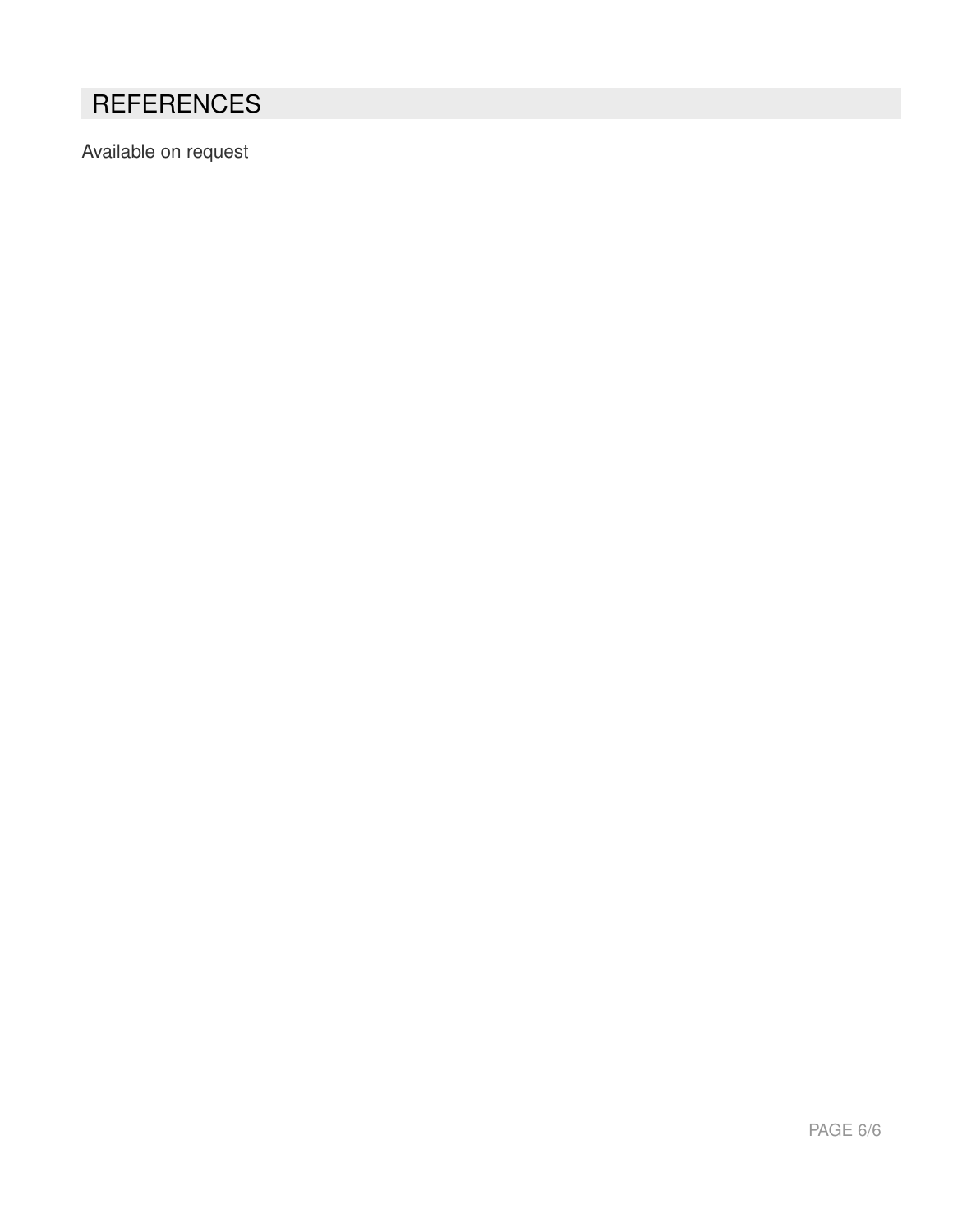## REFERENCES

Available on request